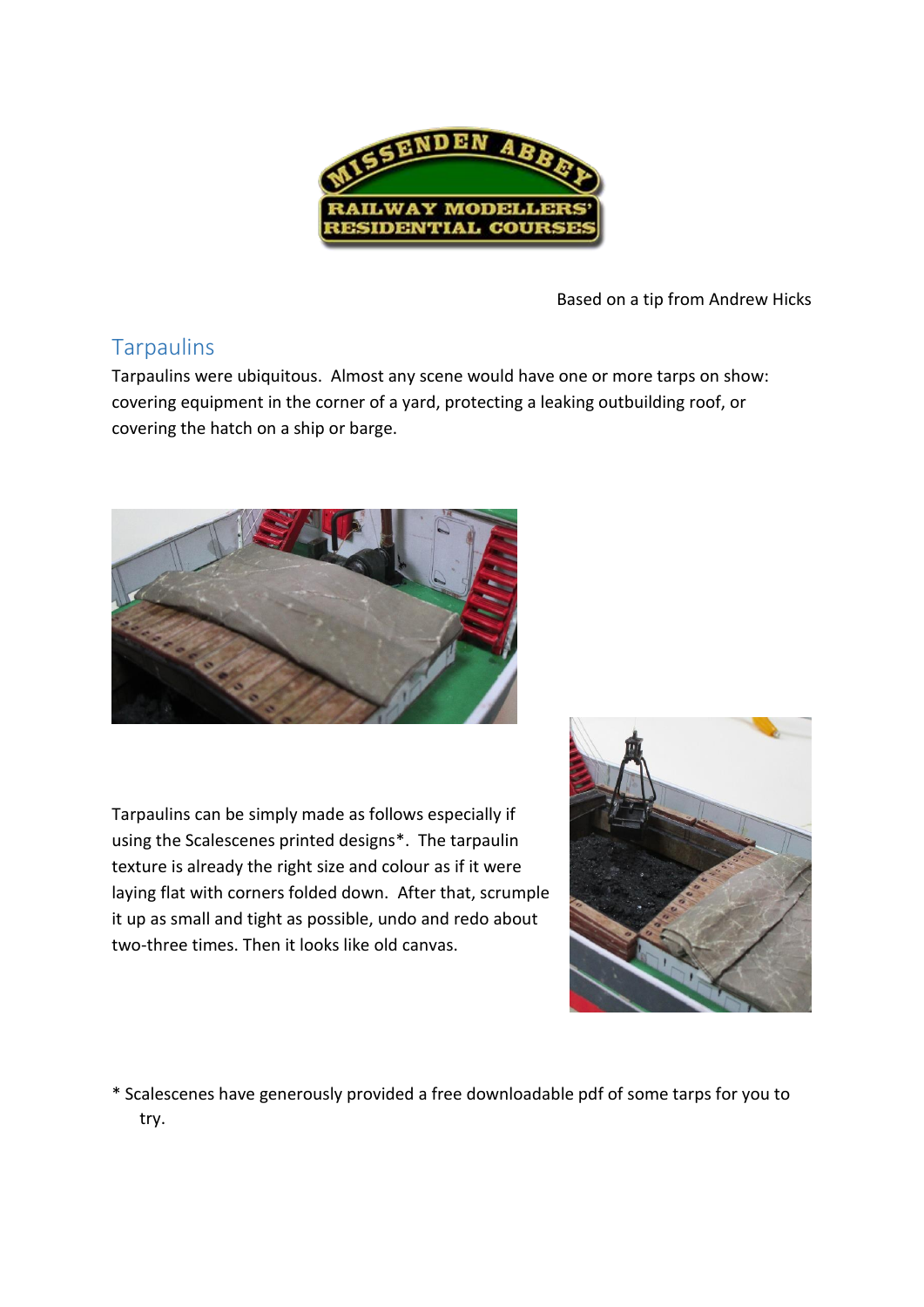Based on a tip from Andrew Hicks

## Tarpaulins

Tarpaulins were ubiquitous. Almost any scene would have one or more tarps on show: covering equipment in the corner of a yard, protecting a leaking outbuilding roof, or covering the hatch on a ship or barge.

Tarpaulins can be simply made as follows especially if using the Scalescenes printed designs*. The tarpaulin texture is already the right size and colour as if it were laying flat with corners folded down. After that, scrumple it up as small and tight as possible, undo and redo about two-three times. Then it looks like old canvas.

\* Scalescenes have generously provided a free downloadable pdf of some tarps for you to try.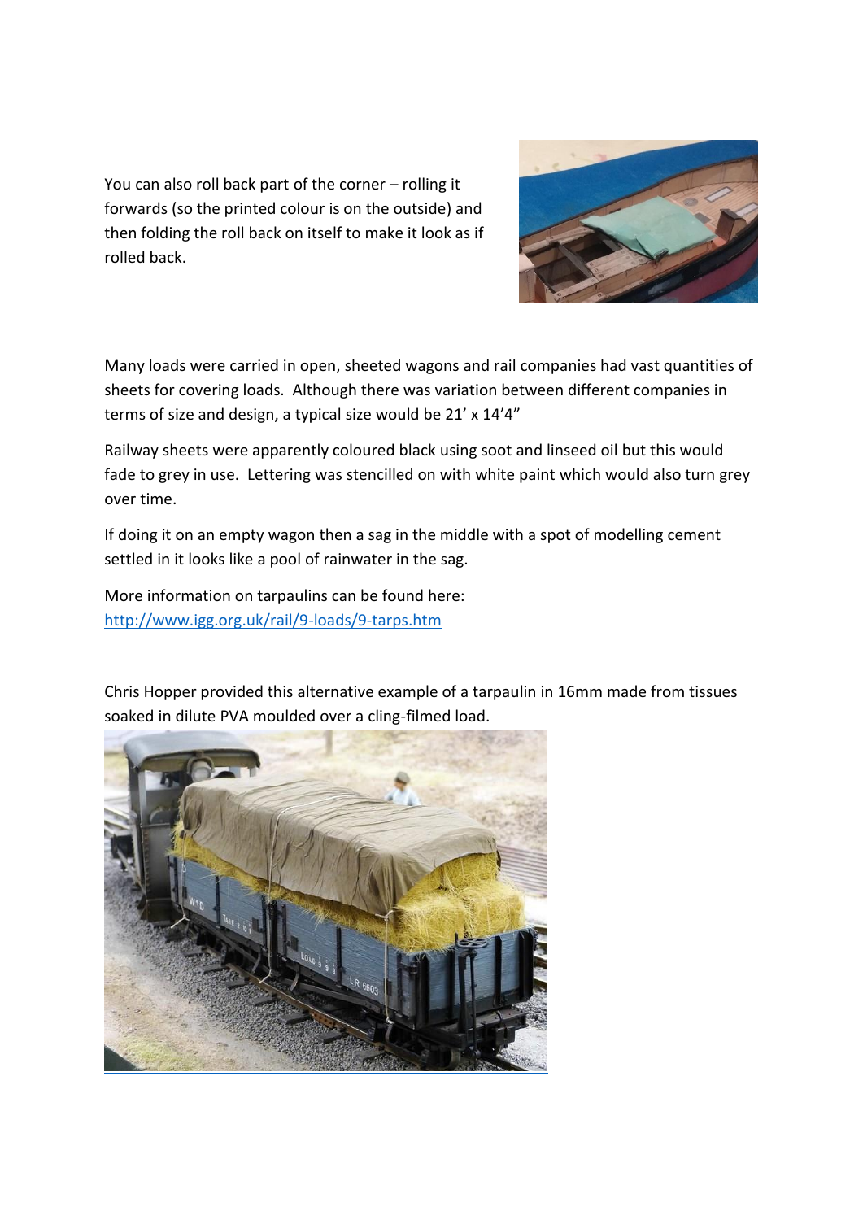You can also roll back part of the corner – rolling it forwards (so the printed colour is on the outside) and then folding the roll back on itself to make it look as if rolled back.

Many loads were carried in open, sheeted wagons and rail companies had vast quantities of sheets for covering loads. Although there was variation between different companies in terms of size and design, a typical size would be 21' x 14'4"

Railway sheets were apparently coloured black using soot and linseed oil but this would fade to grey in use. Lettering was stencilled on with white paint which would also turn grey over time.

If doing it on an empty wagon then a sag in the middle with a spot of modelling cement settled in it looks like a pool of rainwater in the sag.

More information on tarpaulins can be found here:
[http://www.igg.org.uk/rail/9-loads/9-tarps.htm](http://www.igg.org.uk/rail/9-loads/9-tarps.htm)

Chris Hopper provided this alternative example of a tarpaulin in 16mm made from tissues soaked in dilute PVA moulded over a cling-filmed load.